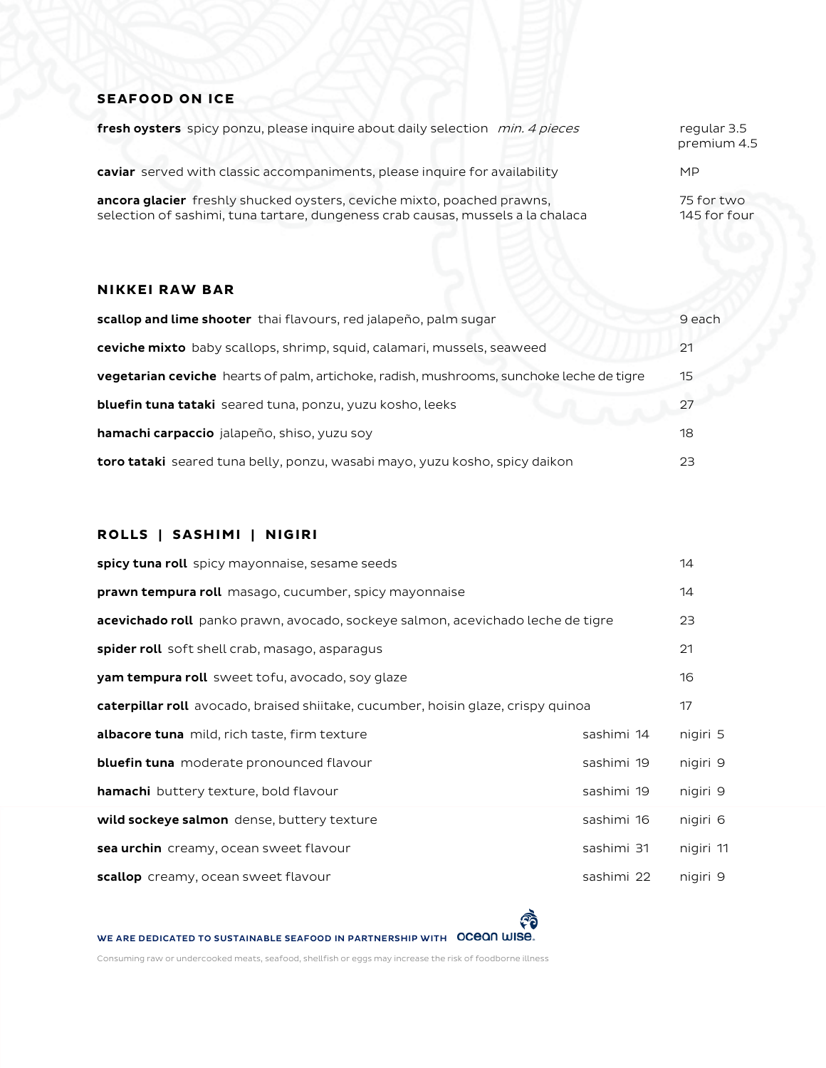## SEAFOOD ON ICE

**fresh oysters** spicy ponzu, please inquire about daily selection *min. 4 pieces* — regular 3.5 / premium 4.5

**caviar** served with classic accompaniments, please inquire for availability — MP

**ancora glacier** freshly shucked oysters, ceviche mixto, poached prawns, selection of sashimi, tuna tartare, dungeness crab causas, mussels a la chalaca — 75 for two / 145 for four

## NIKKEI RAW BAR

**scallop and lime shooter** thai flavours, red jalapeño, palm sugar — 9 each

**ceviche mixto** baby scallops, shrimp, squid, calamari, mussels, seaweed — 21

**vegetarian ceviche** hearts of palm, artichoke, radish, mushrooms, sunchoke leche de tigre — 15

**bluefin tuna tataki** seared tuna, ponzu, yuzu kosho, leeks — 27

**hamachi carpaccio** jalapeño, shiso, yuzu soy — 18

**toro tataki** seared tuna belly, ponzu, wasabi mayo, yuzu kosho, spicy daikon — 23

## ROLLS | SASHIMI | NIGIRI

**spicy tuna roll** spicy mayonnaise, sesame seeds — 14

**prawn tempura roll** masago, cucumber, spicy mayonnaise — 14

**acevichado roll** panko prawn, avocado, sockeye salmon, acevichado leche de tigre — 23

**spider roll** soft shell crab, masago, asparagus — 21

**yam tempura roll** sweet tofu, avocado, soy glaze — 16

**caterpillar roll** avocado, braised shiitake, cucumber, hoisin glaze, crispy quinoa — 17

| | | |
|---|---|---|
| **albacore tuna** mild, rich taste, firm texture | sashimi 14 | nigiri 5 |
| **bluefin tuna** moderate pronounced flavour | sashimi 19 | nigiri 9 |
| **hamachi** buttery texture, bold flavour | sashimi 19 | nigiri 9 |
| **wild sockeye salmon** dense, buttery texture | sashimi 16 | nigiri 6 |
| **sea urchin** creamy, ocean sweet flavour | sashimi 31 | nigiri 11 |
| **scallop** creamy, ocean sweet flavour | sashimi 22 | nigiri 9 |

**WE ARE DEDICATED TO SUSTAINABLE SEAFOOD IN PARTNERSHIP WITH** ocean wise.

Consuming raw or undercooked meats, seafood, shellfish or eggs may increase the risk of foodborne illness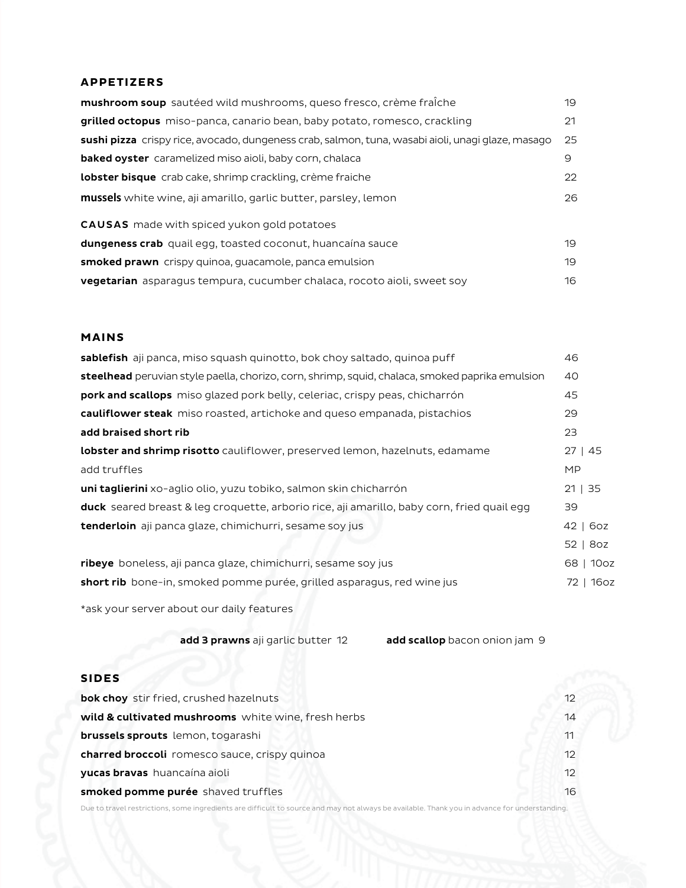## APPETIZERS

| | |
|---|---|
| **mushroom soup** sautéed wild mushrooms, queso fresco, crème fraÎche | 19 |
| **grilled octopus** miso-panca, canario bean, baby potato, romesco, crackling | 21 |
| **sushi pizza** crispy rice, avocado, dungeness crab, salmon, tuna, wasabi aioli, unagi glaze, masago | 25 |
| **baked oyster** caramelized miso aioli, baby corn, chalaca | 9 |
| **lobster bisque** crab cake, shrimp crackling, crème fraiche | 22 |
| **mussels** white wine, aji amarillo, garlic butter, parsley, lemon | 26 |

**CAUSAS** made with spiced yukon gold potatoes

| | |
|---|---|
| **dungeness crab** quail egg, toasted coconut, huancaína sauce | 19 |
| **smoked prawn** crispy quinoa, guacamole, panca emulsion | 19 |
| **vegetarian** asparagus tempura, cucumber chalaca, rocoto aioli, sweet soy | 16 |

## MAINS

| | |
|---|---|
| **sablefish** aji panca, miso squash quinotto, bok choy saltado, quinoa puff | 46 |
| **steelhead** peruvian style paella, chorizo, corn, shrimp, squid, chalaca, smoked paprika emulsion | 40 |
| **pork and scallops** miso glazed pork belly, celeriac, crispy peas, chicharrón | 45 |
| **cauliflower steak** miso roasted, artichoke and queso empanada, pistachios | 29 |
| **add braised short rib** | 23 |
| **lobster and shrimp risotto** cauliflower, preserved lemon, hazelnuts, edamame | 27 \| 45 |
| add truffles | MP |
| **uni taglierini** xo-aglio olio, yuzu tobiko, salmon skin chicharrón | 21 \| 35 |
| **duck** seared breast & leg croquette, arborio rice, aji amarillo, baby corn, fried quail egg | 39 |
| **tenderloin** aji panca glaze, chimichurri, sesame soy jus | 42 \| 6oz |
| | 52 \| 8oz |
| **ribeye** boneless, aji panca glaze, chimichurri, sesame soy jus | 68 \| 10oz |
| **short rib** bone-in, smoked pomme purée, grilled asparagus, red wine jus | 72 \| 16oz |

*ask your server about our daily features

**add 3 prawns** aji garlic butter 12 **add scallop** bacon onion jam 9

## SIDES

| | |
|---|---|
| **bok choy** stir fried, crushed hazelnuts | 12 |
| **wild & cultivated mushrooms** white wine, fresh herbs | 14 |
| **brussels sprouts** lemon, togarashi | 11 |
| **charred broccoli** romesco sauce, crispy quinoa | 12 |
| **yucas bravas** huancaína aioli | 12 |
| **smoked pomme purée** shaved truffles | 16 |

Due to travel restrictions, some ingredients are difficult to source and may not always be available. Thank you in advance for understanding.